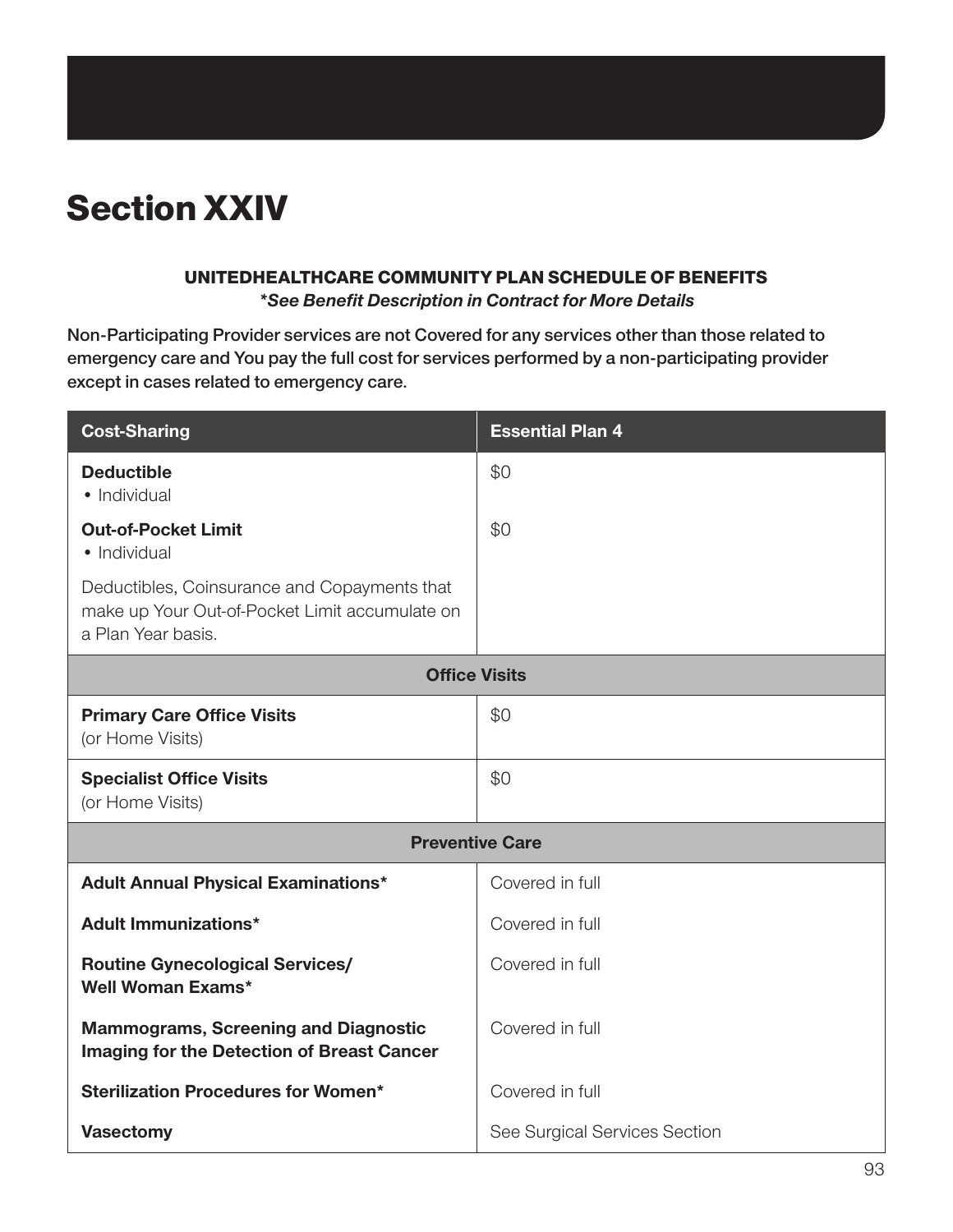# Section XXIV

**UNITEDHEALTHCARE COMMUNITY PLAN SCHEDULE OF BENEFITS**
***See Benefit Description in Contract for More Details***

Non-Participating Provider services are not Covered for any services other than those related to emergency care and You pay the full cost for services performed by a non-participating provider except in cases related to emergency care.

| Cost-Sharing | Essential Plan 4 |
|---|---|
| **Deductible**<br>• Individual | $0 |
| **Out-of-Pocket Limit**<br>• Individual | $0 |
| Deductibles, Coinsurance and Copayments that make up Your Out-of-Pocket Limit accumulate on a Plan Year basis. | |
| **Office Visits** | |
| **Primary Care Office Visits**<br>(or Home Visits) | $0 |
| **Specialist Office Visits**<br>(or Home Visits) | $0 |
| **Preventive Care** | |
| **Adult Annual Physical Examinations*** | Covered in full |
| **Adult Immunizations*** | Covered in full |
| **Routine Gynecological Services/ Well Woman Exams*** | Covered in full |
| **Mammograms, Screening and Diagnostic Imaging for the Detection of Breast Cancer** | Covered in full |
| **Sterilization Procedures for Women*** | Covered in full |
| **Vasectomy** | See Surgical Services Section |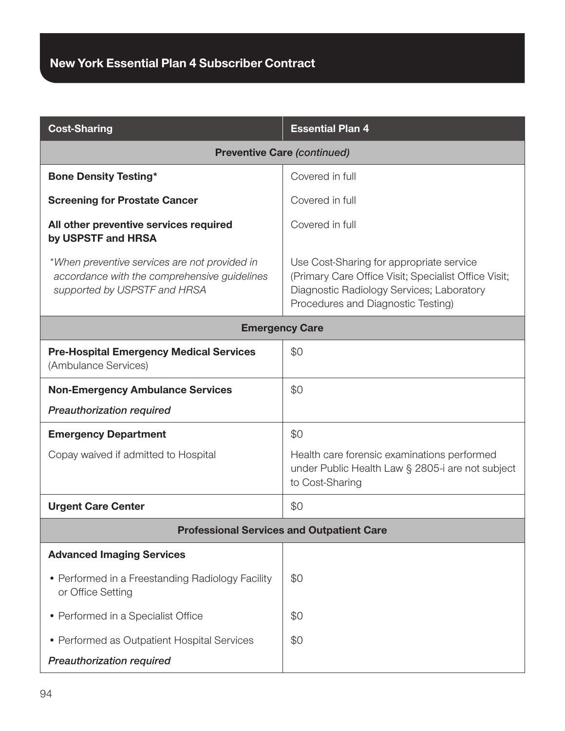| Cost-Sharing | Essential Plan 4 |
|---|---|
| **Preventive Care** *(continued)* | |
| **Bone Density Testing*** | Covered in full |
| **Screening for Prostate Cancer** | Covered in full |
| **All other preventive services required by USPSTF and HRSA** | Covered in full |
| **When preventive services are not provided in accordance with the comprehensive guidelines supported by USPSTF and HRSA* | Use Cost-Sharing for appropriate service (Primary Care Office Visit; Specialist Office Visit; Diagnostic Radiology Services; Laboratory Procedures and Diagnostic Testing) |
| **Emergency Care** | |
| **Pre-Hospital Emergency Medical Services** (Ambulance Services) | $0 |
| **Non-Emergency Ambulance Services**<br>*Preauthorization required* | $0 |
| **Emergency Department**<br>Copay waived if admitted to Hospital | $0<br>Health care forensic examinations performed under Public Health Law § 2805-i are not subject to Cost-Sharing |
| **Urgent Care Center** | $0 |
| **Professional Services and Outpatient Care** | |
| **Advanced Imaging Services** | |
| • Performed in a Freestanding Radiology Facility or Office Setting | $0 |
| • Performed in a Specialist Office | $0 |
| • Performed as Outpatient Hospital Services<br>*Preauthorization required* | $0 |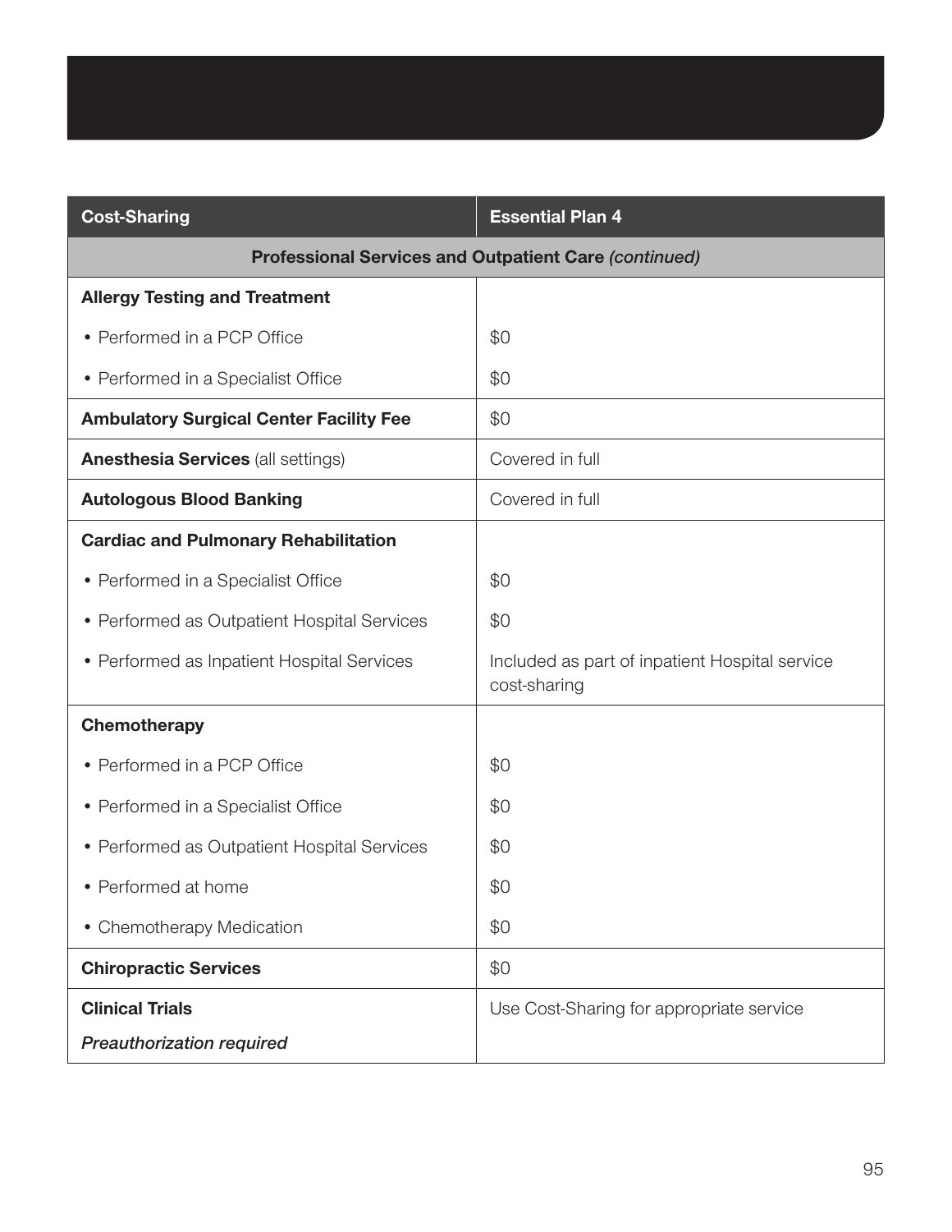| Cost-Sharing | Essential Plan 4 |
| --- | --- |
| **Professional Services and Outpatient Care** *(continued)* | |
| **Allergy Testing and Treatment** | |
| • Performed in a PCP Office | $0 |
| • Performed in a Specialist Office | $0 |
| **Ambulatory Surgical Center Facility Fee** | $0 |
| **Anesthesia Services** (all settings) | Covered in full |
| **Autologous Blood Banking** | Covered in full |
| **Cardiac and Pulmonary Rehabilitation** | |
| • Performed in a Specialist Office | $0 |
| • Performed as Outpatient Hospital Services | $0 |
| • Performed as Inpatient Hospital Services | Included as part of inpatient Hospital service cost-sharing |
| **Chemotherapy** | |
| • Performed in a PCP Office | $0 |
| • Performed in a Specialist Office | $0 |
| • Performed as Outpatient Hospital Services | $0 |
| • Performed at home | $0 |
| • Chemotherapy Medication | $0 |
| **Chiropractic Services** | $0 |
| **Clinical Trials**<br>*Preauthorization required* | Use Cost-Sharing for appropriate service |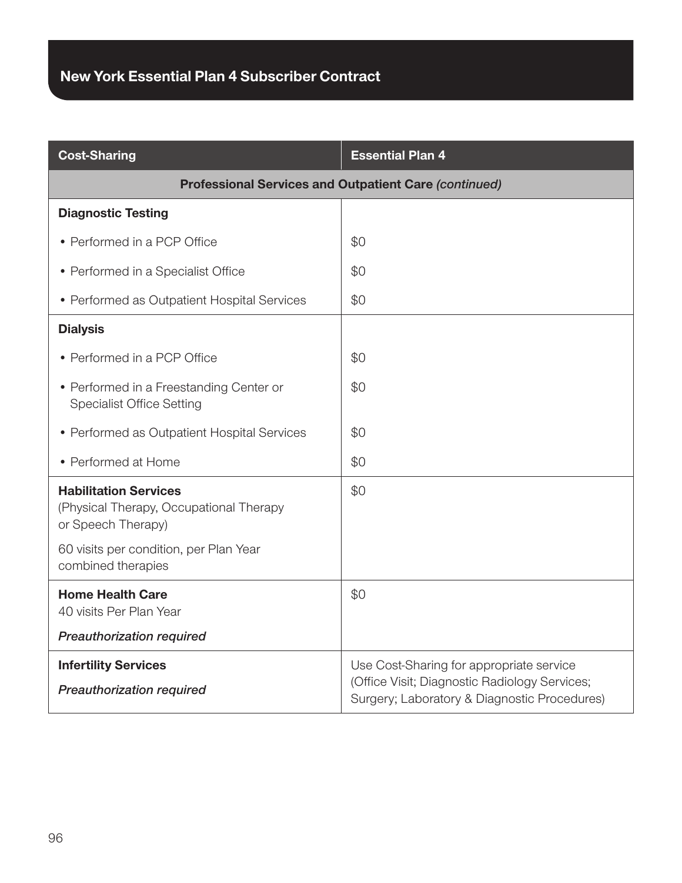## New York Essential Plan 4 Subscriber Contract

| Cost-Sharing | Essential Plan 4 |
|---|---|
| **Professional Services and Outpatient Care** *(continued)* | |
| **Diagnostic Testing** | |
| • Performed in a PCP Office | $0 |
| • Performed in a Specialist Office | $0 |
| • Performed as Outpatient Hospital Services | $0 |
| **Dialysis** | |
| • Performed in a PCP Office | $0 |
| • Performed in a Freestanding Center or Specialist Office Setting | $0 |
| • Performed as Outpatient Hospital Services | $0 |
| • Performed at Home | $0 |
| **Habilitation Services** (Physical Therapy, Occupational Therapy or Speech Therapy) 60 visits per condition, per Plan Year combined therapies | $0 |
| **Home Health Care** 40 visits Per Plan Year *Preauthorization required* | $0 |
| **Infertility Services** *Preauthorization required* | Use Cost-Sharing for appropriate service (Office Visit; Diagnostic Radiology Services; Surgery; Laboratory & Diagnostic Procedures) |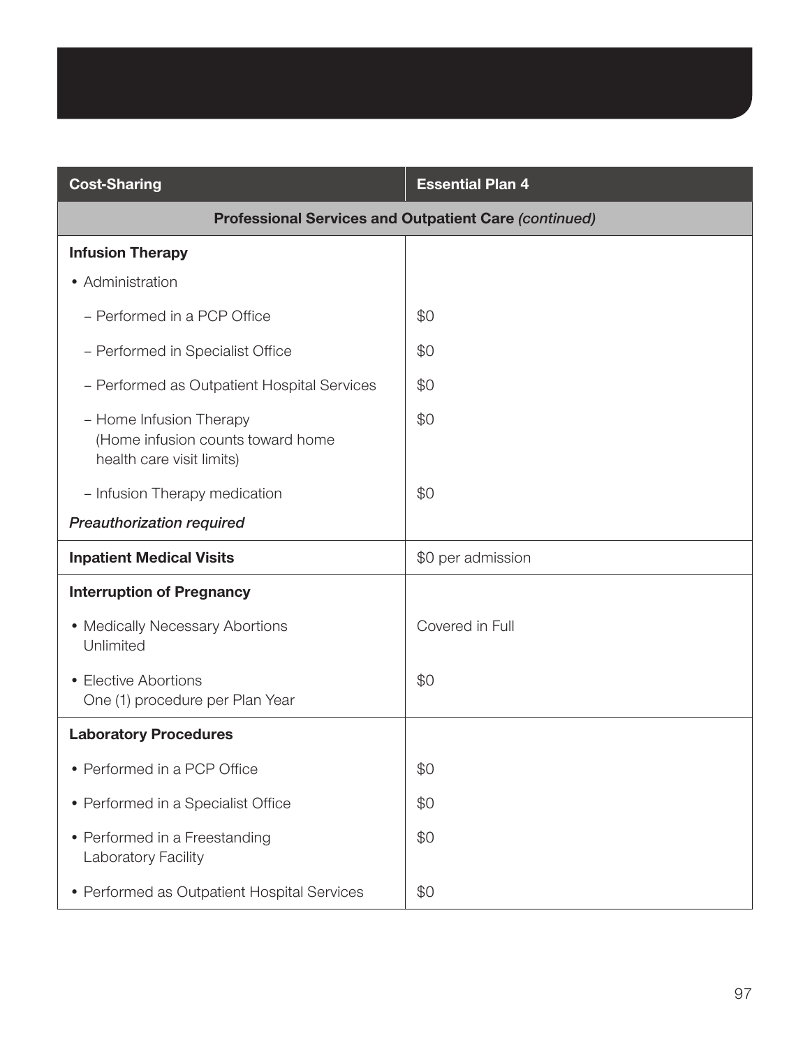| Cost-Sharing | Essential Plan 4 |
|---|---|
| **Professional Services and Outpatient Care** *(continued)* | |
| **Infusion Therapy** | |
| • Administration | |
| – Performed in a PCP Office | $0 |
| – Performed in Specialist Office | $0 |
| – Performed as Outpatient Hospital Services | $0 |
| – Home Infusion Therapy (Home infusion counts toward home health care visit limits) | $0 |
| – Infusion Therapy medication | $0 |
| *Preauthorization required* | |
| **Inpatient Medical Visits** | $0 per admission |
| **Interruption of Pregnancy** | |
| • Medically Necessary Abortions Unlimited | Covered in Full |
| • Elective Abortions One (1) procedure per Plan Year | $0 |
| **Laboratory Procedures** | |
| • Performed in a PCP Office | $0 |
| • Performed in a Specialist Office | $0 |
| • Performed in a Freestanding Laboratory Facility | $0 |
| • Performed as Outpatient Hospital Services | $0 |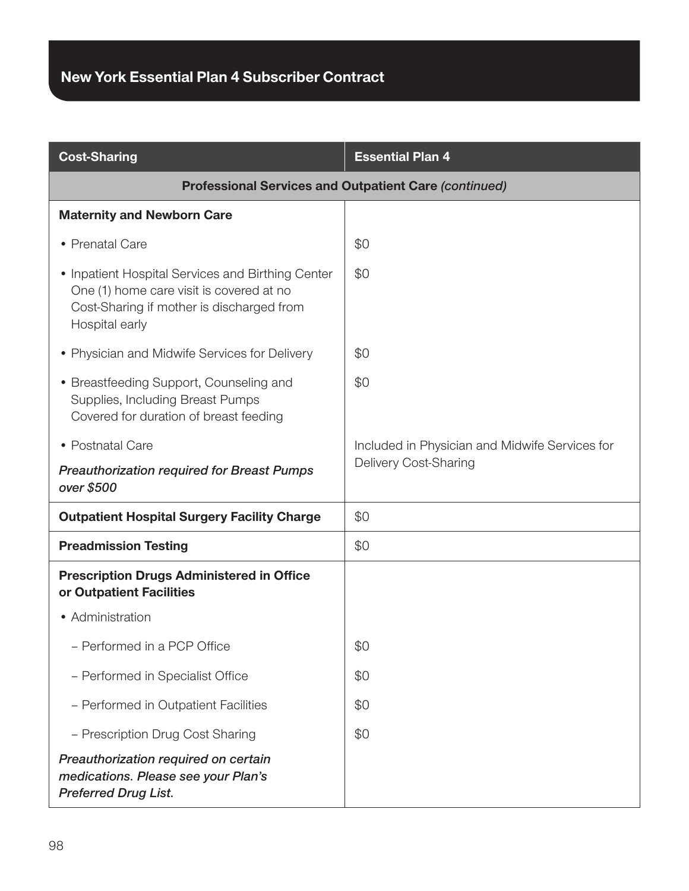| Cost-Sharing | Essential Plan 4 |
|---|---|
| **Professional Services and Outpatient Care** *(continued)* | |
| **Maternity and Newborn Care** | |
| • Prenatal Care | $0 |
| • Inpatient Hospital Services and Birthing Center One (1) home care visit is covered at no Cost-Sharing if mother is discharged from Hospital early | $0 |
| • Physician and Midwife Services for Delivery | $0 |
| • Breastfeeding Support, Counseling and Supplies, Including Breast Pumps Covered for duration of breast feeding | $0 |
| • Postnatal Care *Preauthorization required for Breast Pumps over $500* | Included in Physician and Midwife Services for Delivery Cost-Sharing |
| **Outpatient Hospital Surgery Facility Charge** | $0 |
| **Preadmission Testing** | $0 |
| **Prescription Drugs Administered in Office or Outpatient Facilities** | |
| • Administration | |
| – Performed in a PCP Office | $0 |
| – Performed in Specialist Office | $0 |
| – Performed in Outpatient Facilities | $0 |
| – Prescription Drug Cost Sharing | $0 |
| *Preauthorization required on certain medications. Please see your Plan's Preferred Drug List.* | |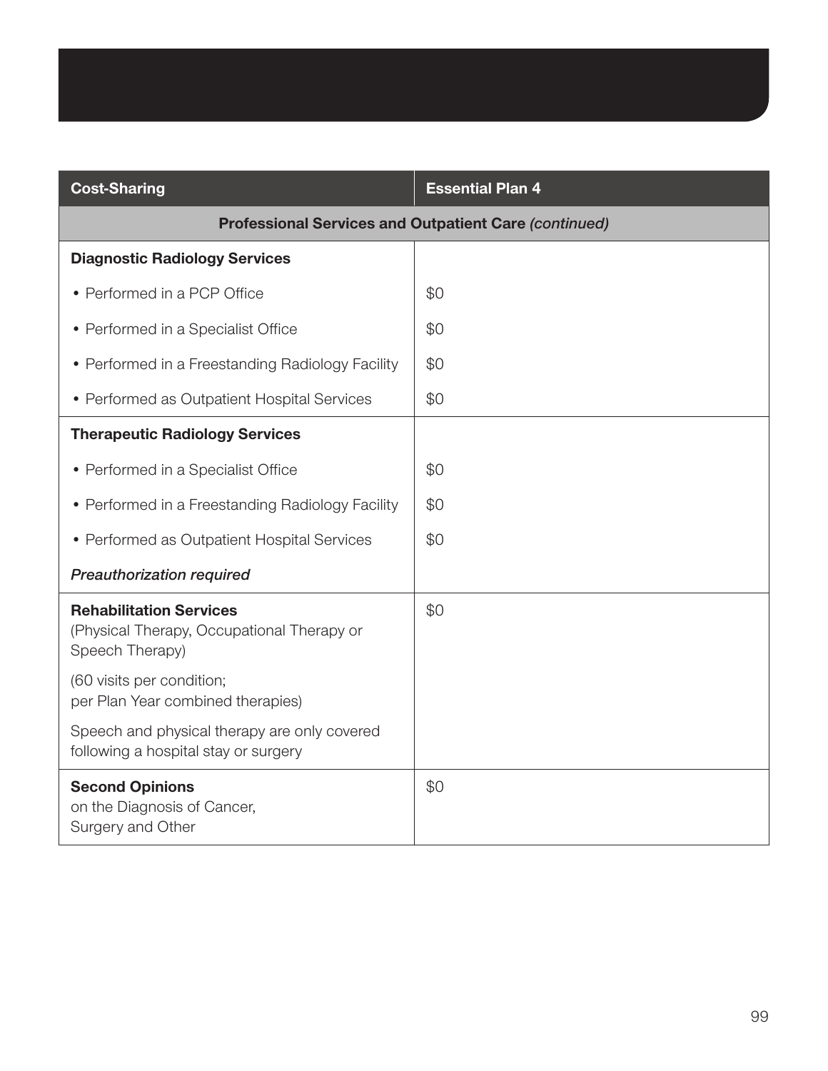| Cost-Sharing | Essential Plan 4 |
|---|---|
| **Professional Services and Outpatient Care** *(continued)* | |
| **Diagnostic Radiology Services** | |
| • Performed in a PCP Office | $0 |
| • Performed in a Specialist Office | $0 |
| • Performed in a Freestanding Radiology Facility | $0 |
| • Performed as Outpatient Hospital Services | $0 |
| **Therapeutic Radiology Services** | |
| • Performed in a Specialist Office | $0 |
| • Performed in a Freestanding Radiology Facility | $0 |
| • Performed as Outpatient Hospital Services | $0 |
| *Preauthorization required* | |
| **Rehabilitation Services** (Physical Therapy, Occupational Therapy or Speech Therapy) (60 visits per condition; per Plan Year combined therapies) Speech and physical therapy are only covered following a hospital stay or surgery | $0 |
| **Second Opinions** on the Diagnosis of Cancer, Surgery and Other | $0 |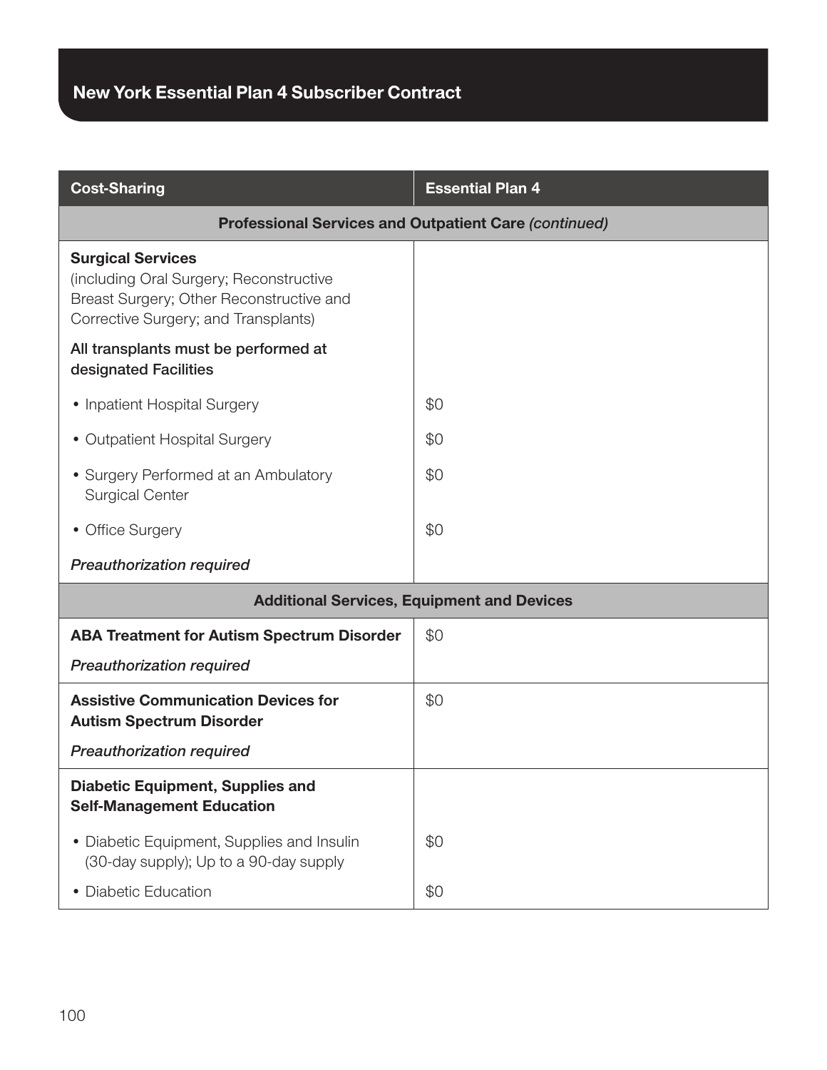## New York Essential Plan 4 Subscriber Contract

| Cost-Sharing | Essential Plan 4 |
|---|---|
| **Professional Services and Outpatient Care** *(continued)* | |
| **Surgical Services** (including Oral Surgery; Reconstructive Breast Surgery; Other Reconstructive and Corrective Surgery; and Transplants) | |
| All transplants must be performed at designated Facilities | |
| • Inpatient Hospital Surgery | $0 |
| • Outpatient Hospital Surgery | $0 |
| • Surgery Performed at an Ambulatory Surgical Center | $0 |
| • Office Surgery | $0 |
| *Preauthorization required* | |
| **Additional Services, Equipment and Devices** | |
| **ABA Treatment for Autism Spectrum Disorder** *Preauthorization required* | $0 |
| **Assistive Communication Devices for Autism Spectrum Disorder** *Preauthorization required* | $0 |
| **Diabetic Equipment, Supplies and Self-Management Education** | |
| • Diabetic Equipment, Supplies and Insulin (30-day supply); Up to a 90-day supply | $0 |
| • Diabetic Education | $0 |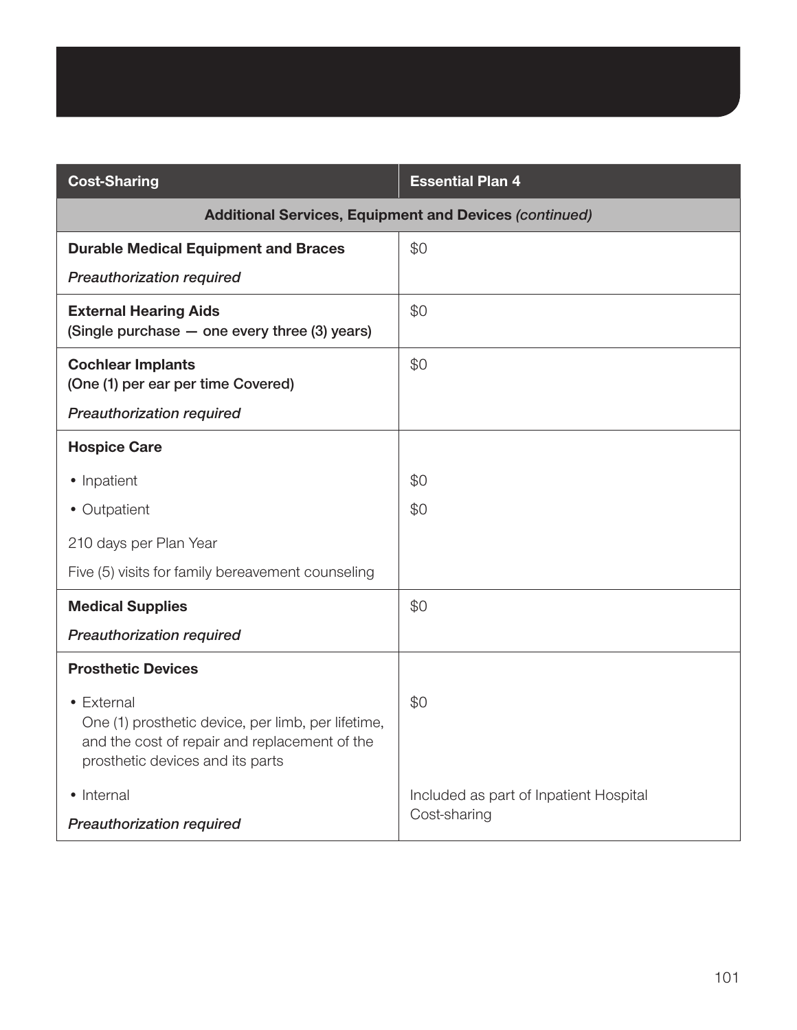| Cost-Sharing | Essential Plan 4 |
| --- | --- |
| **Additional Services, Equipment and Devices** *(continued)* | |
| **Durable Medical Equipment and Braces**<br>*Preauthorization required* | $0 |
| **External Hearing Aids**<br>**(Single purchase — one every three (3) years)** | $0 |
| **Cochlear Implants**<br>**(One (1) per ear per time Covered)**<br>*Preauthorization required* | $0 |
| **Hospice Care** | |
| • Inpatient | $0 |
| • Outpatient | $0 |
| 210 days per Plan Year<br>Five (5) visits for family bereavement counseling | |
| **Medical Supplies**<br>*Preauthorization required* | $0 |
| **Prosthetic Devices** | |
| • External<br>One (1) prosthetic device, per limb, per lifetime, and the cost of repair and replacement of the prosthetic devices and its parts | $0 |
| • Internal<br>*Preauthorization required* | Included as part of Inpatient Hospital Cost-sharing |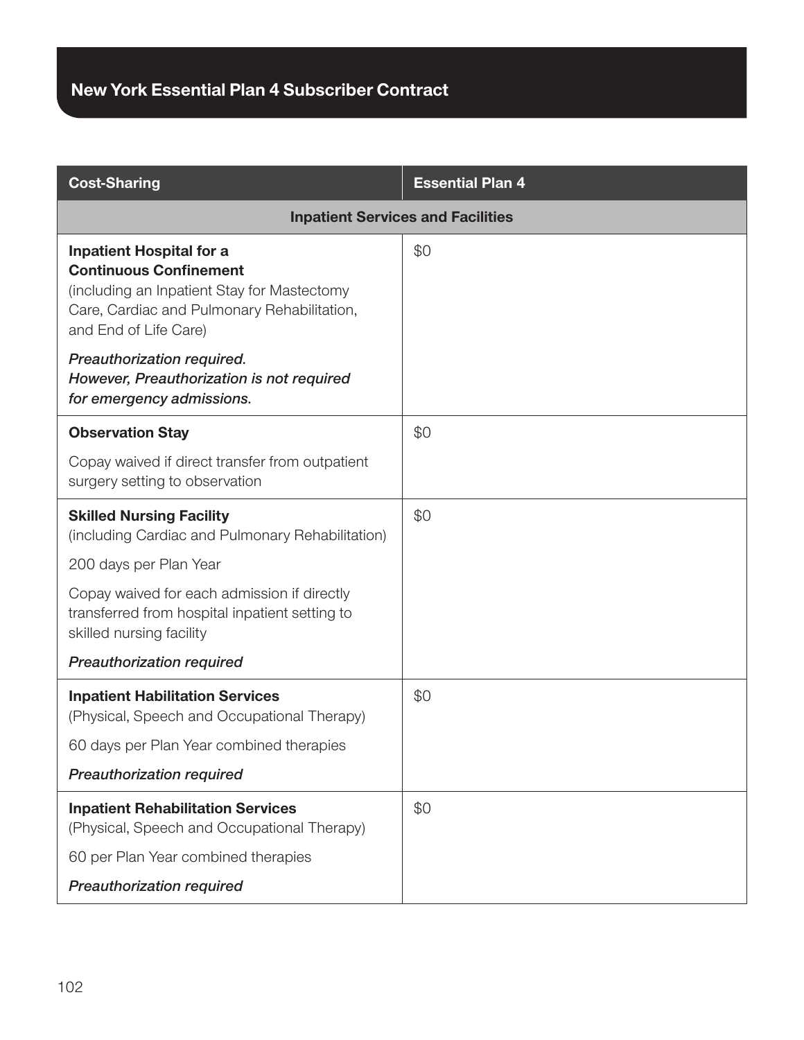| Cost-Sharing | Essential Plan 4 |
|---|---|
| **Inpatient Services and Facilities** | |
| **Inpatient Hospital for a Continuous Confinement** (including an Inpatient Stay for Mastectomy Care, Cardiac and Pulmonary Rehabilitation, and End of Life Care)<br><br>*Preauthorization required. However, Preauthorization is not required for emergency admissions.* | $0 |
| **Observation Stay**<br><br>Copay waived if direct transfer from outpatient surgery setting to observation | $0 |
| **Skilled Nursing Facility** (including Cardiac and Pulmonary Rehabilitation)<br><br>200 days per Plan Year<br><br>Copay waived for each admission if directly transferred from hospital inpatient setting to skilled nursing facility<br><br>*Preauthorization required* | $0 |
| **Inpatient Habilitation Services** (Physical, Speech and Occupational Therapy)<br><br>60 days per Plan Year combined therapies<br><br>*Preauthorization required* | $0 |
| **Inpatient Rehabilitation Services** (Physical, Speech and Occupational Therapy)<br><br>60 per Plan Year combined therapies<br><br>*Preauthorization required* | $0 |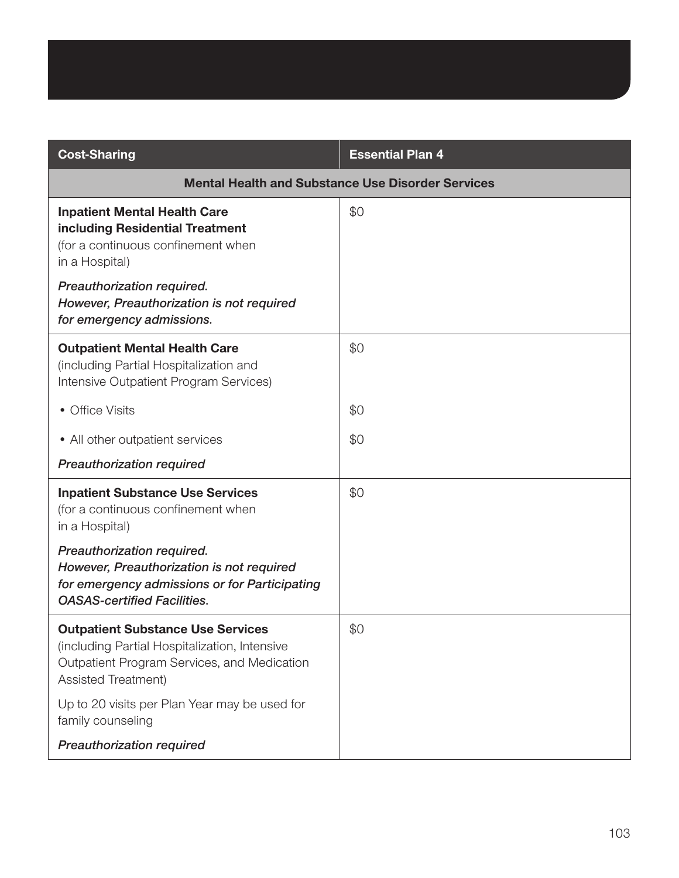| Cost-Sharing | Essential Plan 4 |
|---|---|
| **Mental Health and Substance Use Disorder Services** | |
| **Inpatient Mental Health Care including Residential Treatment** (for a continuous confinement when in a Hospital)<br>*Preauthorization required. However, Preauthorization is not required for emergency admissions.* | $0 |
| **Outpatient Mental Health Care** (including Partial Hospitalization and Intensive Outpatient Program Services) | $0 |
| • Office Visits | $0 |
| • All other outpatient services<br>*Preauthorization required* | $0 |
| **Inpatient Substance Use Services** (for a continuous confinement when in a Hospital)<br>*Preauthorization required. However, Preauthorization is not required for emergency admissions or for Participating OASAS-certified Facilities.* | $0 |
| **Outpatient Substance Use Services** (including Partial Hospitalization, Intensive Outpatient Program Services, and Medication Assisted Treatment)<br>Up to 20 visits per Plan Year may be used for family counseling<br>*Preauthorization required* | $0 |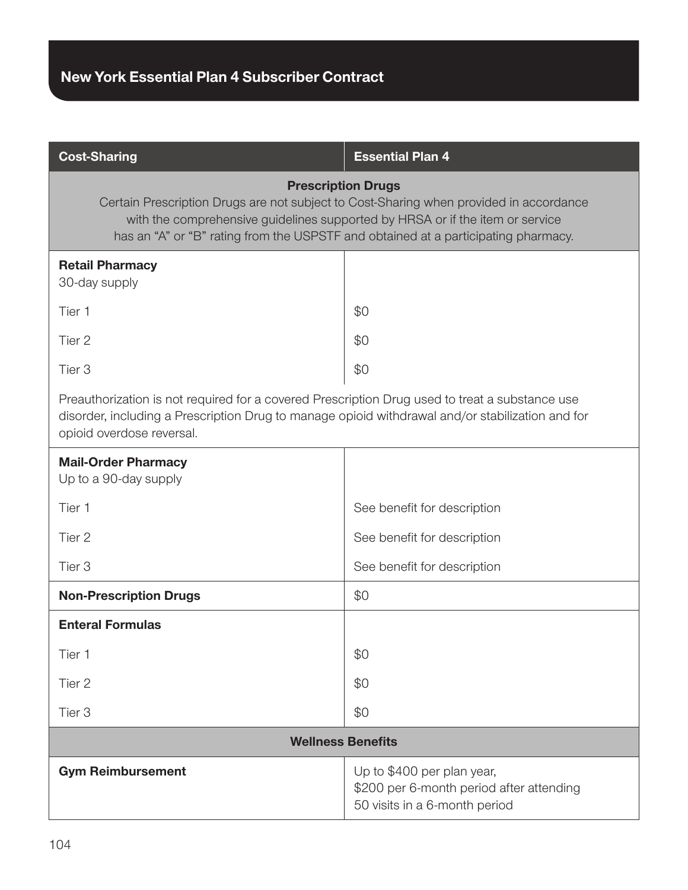## New York Essential Plan 4 Subscriber Contract

| Cost-Sharing | Essential Plan 4 |
|---|---|
| **Prescription Drugs** Certain Prescription Drugs are not subject to Cost-Sharing when provided in accordance with the comprehensive guidelines supported by HRSA or if the item or service has an "A" or "B" rating from the USPSTF and obtained at a participating pharmacy. | |
| **Retail Pharmacy** 30-day supply | |
| Tier 1 | $0 |
| Tier 2 | $0 |
| Tier 3 | $0 |
| Preauthorization is not required for a covered Prescription Drug used to treat a substance use disorder, including a Prescription Drug to manage opioid withdrawal and/or stabilization and for opioid overdose reversal. | |
| **Mail-Order Pharmacy** Up to a 90-day supply | |
| Tier 1 | See benefit for description |
| Tier 2 | See benefit for description |
| Tier 3 | See benefit for description |
| **Non-Prescription Drugs** | $0 |
| **Enteral Formulas** | |
| Tier 1 | $0 |
| Tier 2 | $0 |
| Tier 3 | $0 |
| **Wellness Benefits** | |
| **Gym Reimbursement** | Up to $400 per plan year, $200 per 6-month period after attending 50 visits in a 6-month period |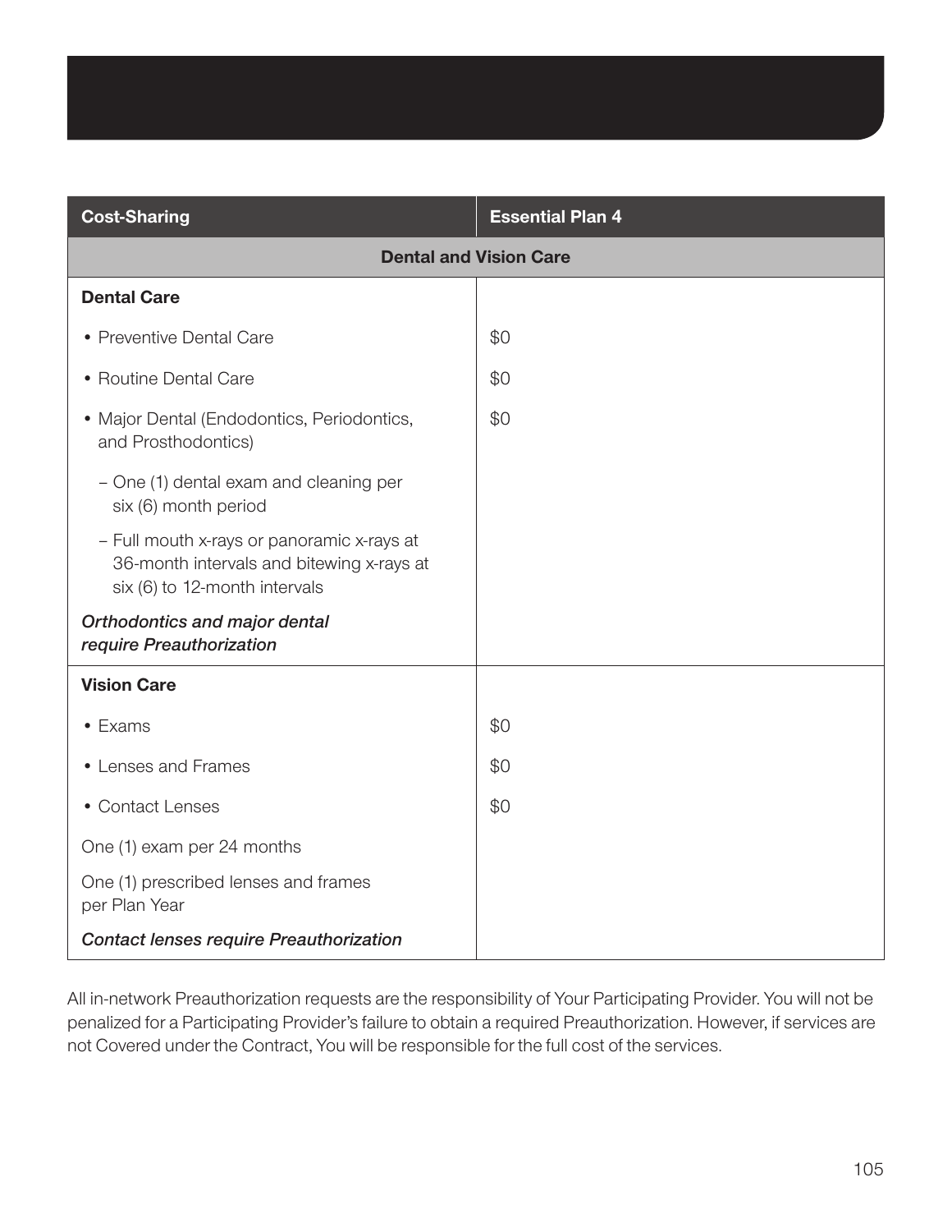| Cost-Sharing | Essential Plan 4 |
|---|---|
| **Dental and Vision Care** | |
| **Dental Care** | |
| • Preventive Dental Care | $0 |
| • Routine Dental Care | $0 |
| • Major Dental (Endodontics, Periodontics, and Prosthodontics) | $0 |
| – One (1) dental exam and cleaning per six (6) month period | |
| – Full mouth x-rays or panoramic x-rays at 36-month intervals and bitewing x-rays at six (6) to 12-month intervals | |
| *Orthodontics and major dental require Preauthorization* | |
| **Vision Care** | |
| • Exams | $0 |
| • Lenses and Frames | $0 |
| • Contact Lenses | $0 |
| One (1) exam per 24 months | |
| One (1) prescribed lenses and frames per Plan Year | |
| *Contact lenses require Preauthorization* | |

All in-network Preauthorization requests are the responsibility of Your Participating Provider. You will not be penalized for a Participating Provider's failure to obtain a required Preauthorization. However, if services are not Covered under the Contract, You will be responsible for the full cost of the services.